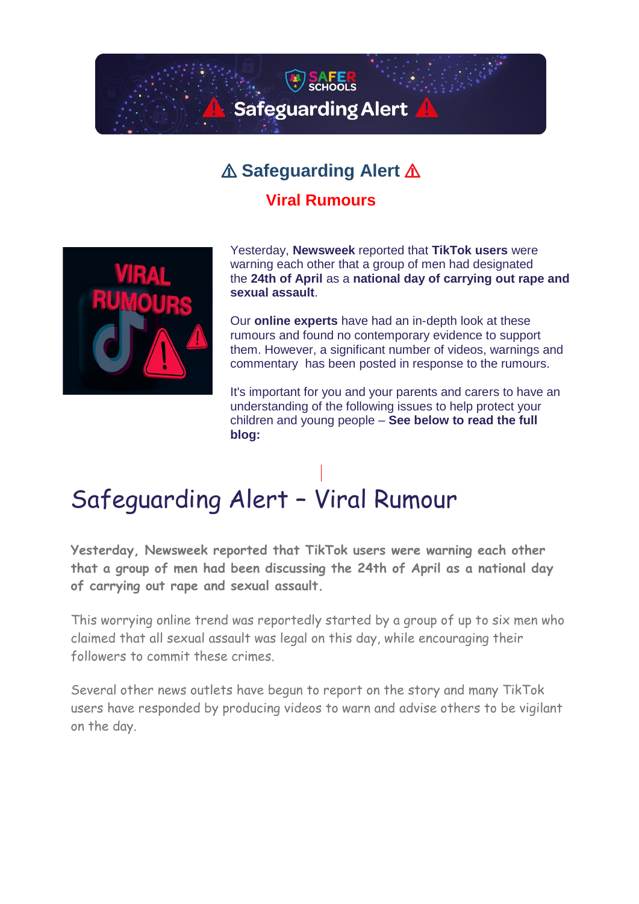⚠ Safeguarding Alert ⚠

## ⚠ Safeguarding Alert ⚠

### Viral Rumours

Yesterday, **Newsweek** reported that **TikTok users** were warning each other that a group of men had designated the **24th of April** as a **national day of carrying out rape and sexual assault**.

Our **online experts** have had an in-depth look at these rumours and found no contemporary evidence to support them. However, a significant number of videos, warnings and commentary has been posted in response to the rumours.

It's important for you and your parents and carers to have an understanding of the following issues to help protect your children and young people – **See below to read the full blog:**

# Safeguarding Alert – Viral Rumour

**Yesterday, Newsweek reported that TikTok users were warning each other that a group of men had been discussing the 24th of April as a national day of carrying out rape and sexual assault.**

This worrying online trend was reportedly started by a group of up to six men who claimed that all sexual assault was legal on this day, while encouraging their followers to commit these crimes.

Several other news outlets have begun to report on the story and many TikTok users have responded by producing videos to warn and advise others to be vigilant on the day.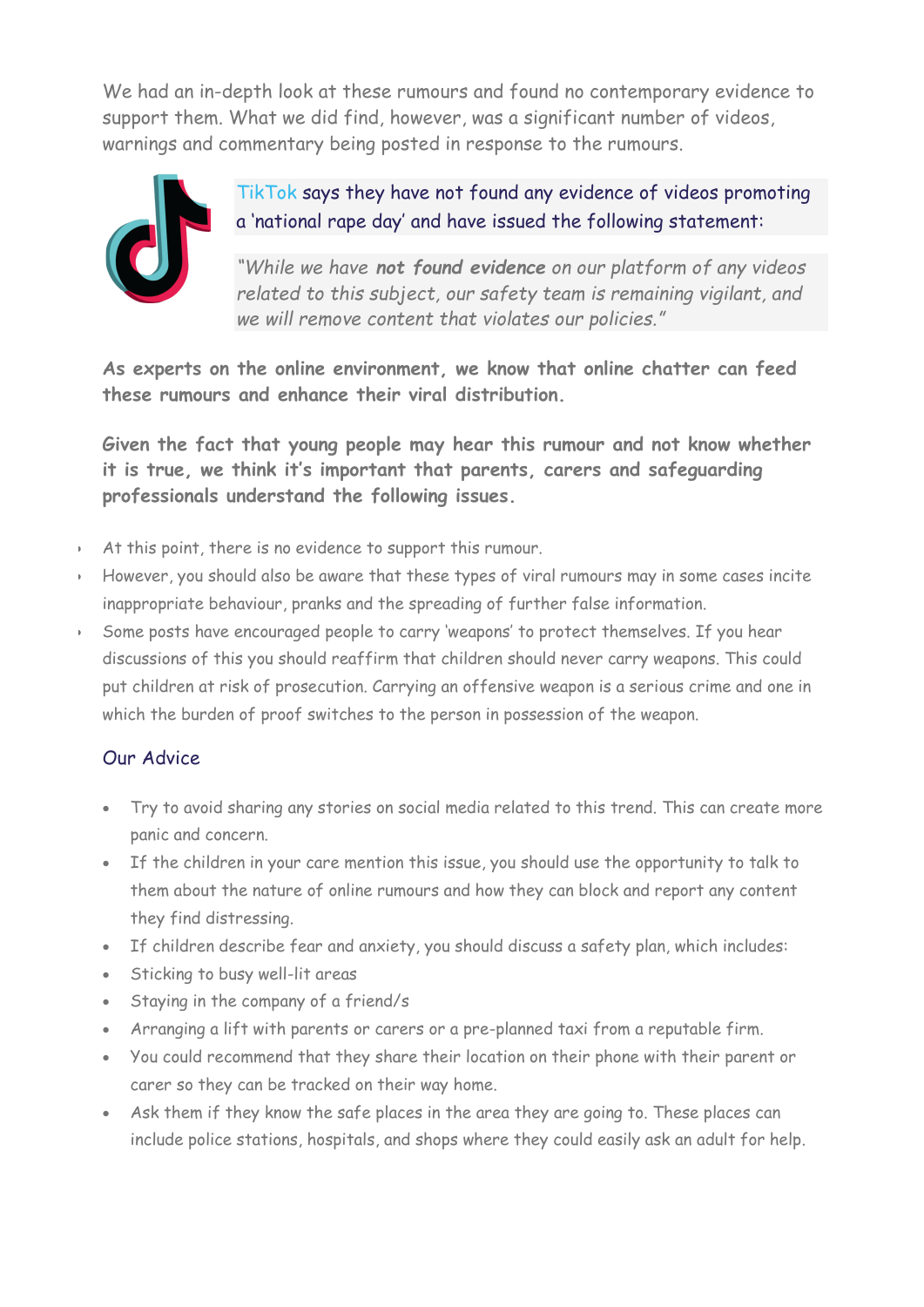We had an in-depth look at these rumours and found no contemporary evidence to support them. What we did find, however, was a significant number of videos, warnings and commentary being posted in response to the rumours.

TikTok says they have not found any evidence of videos promoting a 'national rape day' and have issued the following statement:

*"While we have **not found evidence** on our platform of any videos related to this subject, our safety team is remaining vigilant, and we will remove content that violates our policies."*

**As experts on the online environment, we know that online chatter can feed these rumours and enhance their viral distribution.**

**Given the fact that young people may hear this rumour and not know whether it is true, we think it's important that parents, carers and safeguarding professionals understand the following issues.**

- At this point, there is no evidence to support this rumour.
- However, you should also be aware that these types of viral rumours may in some cases incite inappropriate behaviour, pranks and the spreading of further false information.
- Some posts have encouraged people to carry 'weapons' to protect themselves. If you hear discussions of this you should reaffirm that children should never carry weapons. This could put children at risk of prosecution. Carrying an offensive weapon is a serious crime and one in which the burden of proof switches to the person in possession of the weapon.

## Our Advice

- Try to avoid sharing any stories on social media related to this trend. This can create more panic and concern.
- If the children in your care mention this issue, you should use the opportunity to talk to them about the nature of online rumours and how they can block and report any content they find distressing.
- If children describe fear and anxiety, you should discuss a safety plan, which includes:
- Sticking to busy well-lit areas
- Staying in the company of a friend/s
- Arranging a lift with parents or carers or a pre-planned taxi from a reputable firm.
- You could recommend that they share their location on their phone with their parent or carer so they can be tracked on their way home.
- Ask them if they know the safe places in the area they are going to. These places can include police stations, hospitals, and shops where they could easily ask an adult for help.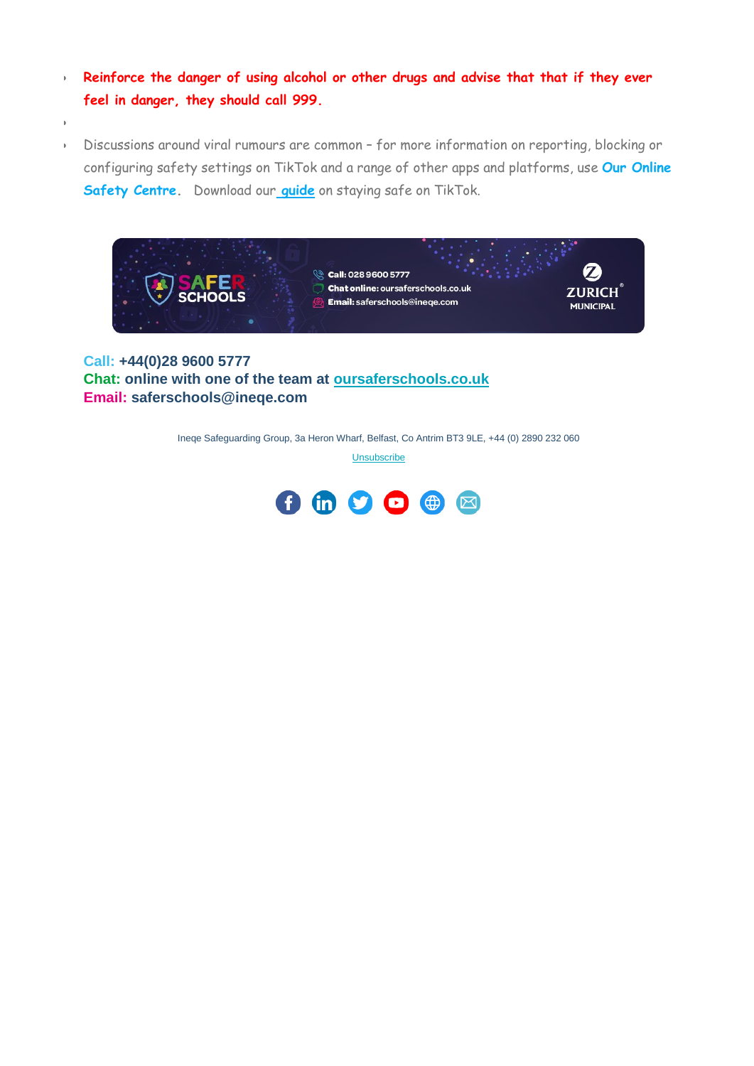- **Reinforce the danger of using alcohol or other drugs and advise that that if they ever feel in danger, they should call 999.**
-
- Discussions around viral rumours are common – for more information on reporting, blocking or configuring safety settings on TikTok and a range of other apps and platforms, use **Our Online Safety Centre**. Download our guide on staying safe on TikTok.

**Call:** 028 9600 5777
**Chat online:** oursaferschools.co.uk
**Email:** saferschools@ineqe.com

ZURICH MUNICIPAL

**Call: +44(0)28 9600 5777**
**Chat: online with one of the team at oursaferschools.co.uk**
**Email: saferschools@ineqe.com**

Ineqe Safeguarding Group, 3a Heron Wharf, Belfast, Co Antrim BT3 9LE, +44 (0) 2890 232 060

Unsubscribe